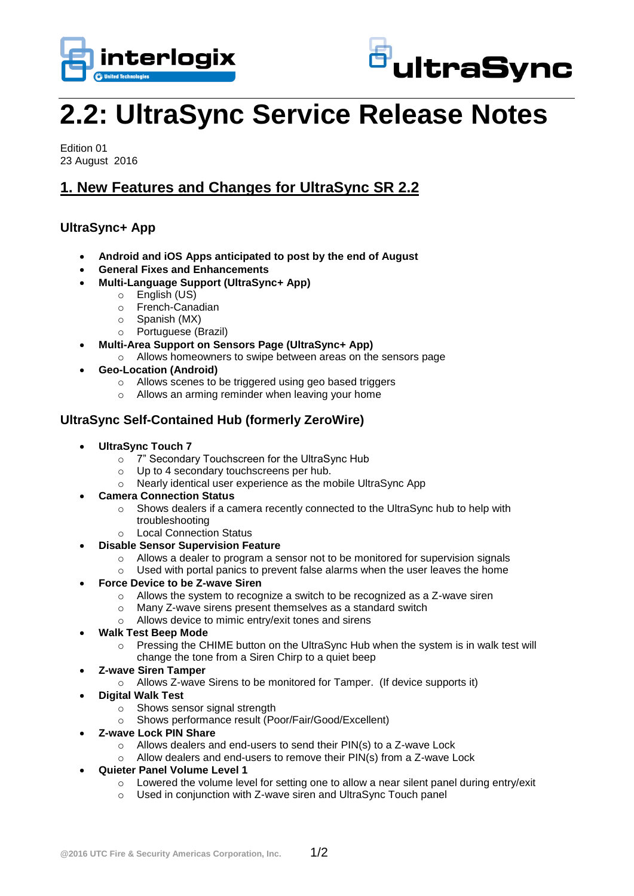# 2.2: UltraSync Service Release Notes

Edition 01
23 August 2016

## 1. New Features and Changes for UltraSync SR 2.2

### UltraSync+ App

- **Android and iOS Apps anticipated to post by the end of August**
- **General Fixes and Enhancements**
- **Multi-Language Support (UltraSync+ App)**
  - English (US)
  - French-Canadian
  - Spanish (MX)
  - Portuguese (Brazil)
- **Multi-Area Support on Sensors Page (UltraSync+ App)**
  - Allows homeowners to swipe between areas on the sensors page
- **Geo-Location (Android)**
  - Allows scenes to be triggered using geo based triggers
  - Allows an arming reminder when leaving your home

### UltraSync Self-Contained Hub (formerly ZeroWire)

- **UltraSync Touch 7**
  - 7" Secondary Touchscreen for the UltraSync Hub
  - Up to 4 secondary touchscreens per hub.
  - Nearly identical user experience as the mobile UltraSync App
- **Camera Connection Status**
  - Shows dealers if a camera recently connected to the UltraSync hub to help with troubleshooting
  - Local Connection Status
- **Disable Sensor Supervision Feature**
  - Allows a dealer to program a sensor not to be monitored for supervision signals
  - Used with portal panics to prevent false alarms when the user leaves the home
- **Force Device to be Z-wave Siren**
  - Allows the system to recognize a switch to be recognized as a Z-wave siren
  - Many Z-wave sirens present themselves as a standard switch
  - Allows device to mimic entry/exit tones and sirens
- **Walk Test Beep Mode**
  - Pressing the CHIME button on the UltraSync Hub when the system is in walk test will change the tone from a Siren Chirp to a quiet beep
- **Z-wave Siren Tamper**
  - Allows Z-wave Sirens to be monitored for Tamper. (If device supports it)
- **Digital Walk Test**
  - Shows sensor signal strength
  - Shows performance result (Poor/Fair/Good/Excellent)
- **Z-wave Lock PIN Share**
  - Allows dealers and end-users to send their PIN(s) to a Z-wave Lock
  - Allow dealers and end-users to remove their PIN(s) from a Z-wave Lock
- **Quieter Panel Volume Level 1**
  - Lowered the volume level for setting one to allow a near silent panel during entry/exit
  - Used in conjunction with Z-wave siren and UltraSync Touch panel

@2016 UTC Fire & Security Americas Corporation, Inc.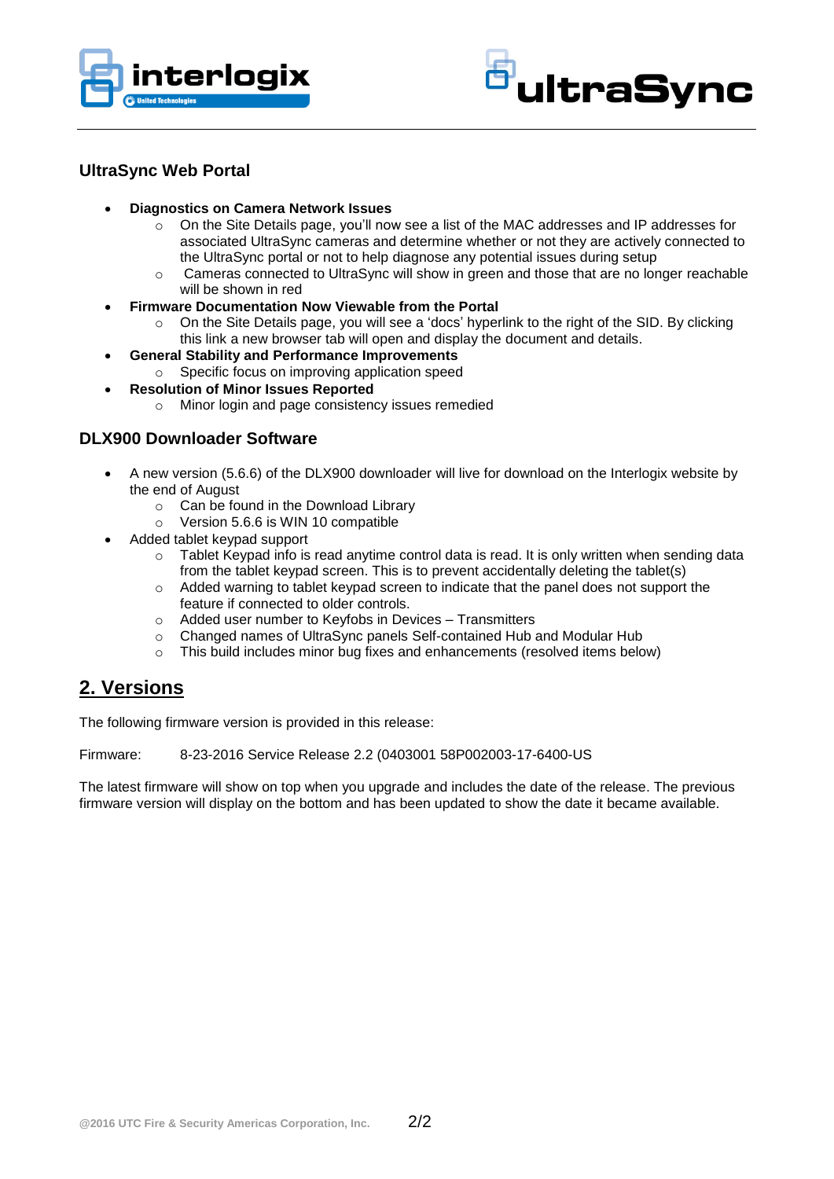### UltraSync Web Portal

- **Diagnostics on Camera Network Issues**
  - On the Site Details page, you'll now see a list of the MAC addresses and IP addresses for associated UltraSync cameras and determine whether or not they are actively connected to the UltraSync portal or not to help diagnose any potential issues during setup
  - Cameras connected to UltraSync will show in green and those that are no longer reachable will be shown in red
- **Firmware Documentation Now Viewable from the Portal**
  - On the Site Details page, you will see a 'docs' hyperlink to the right of the SID. By clicking this link a new browser tab will open and display the document and details.
- **General Stability and Performance Improvements**
  - Specific focus on improving application speed
- **Resolution of Minor Issues Reported**
  - Minor login and page consistency issues remedied

### DLX900 Downloader Software

- A new version (5.6.6) of the DLX900 downloader will live for download on the Interlogix website by the end of August
  - Can be found in the Download Library
  - Version 5.6.6 is WIN 10 compatible
- Added tablet keypad support
  - Tablet Keypad info is read anytime control data is read. It is only written when sending data from the tablet keypad screen. This is to prevent accidentally deleting the tablet(s)
  - Added warning to tablet keypad screen to indicate that the panel does not support the feature if connected to older controls.
  - Added user number to Keyfobs in Devices – Transmitters
  - Changed names of UltraSync panels Self-contained Hub and Modular Hub
  - This build includes minor bug fixes and enhancements (resolved items below)

## 2. Versions

The following firmware version is provided in this release:

Firmware: 8-23-2016 Service Release 2.2 (0403001 58P002003-17-6400-US

The latest firmware will show on top when you upgrade and includes the date of the release. The previous firmware version will display on the bottom and has been updated to show the date it became available.